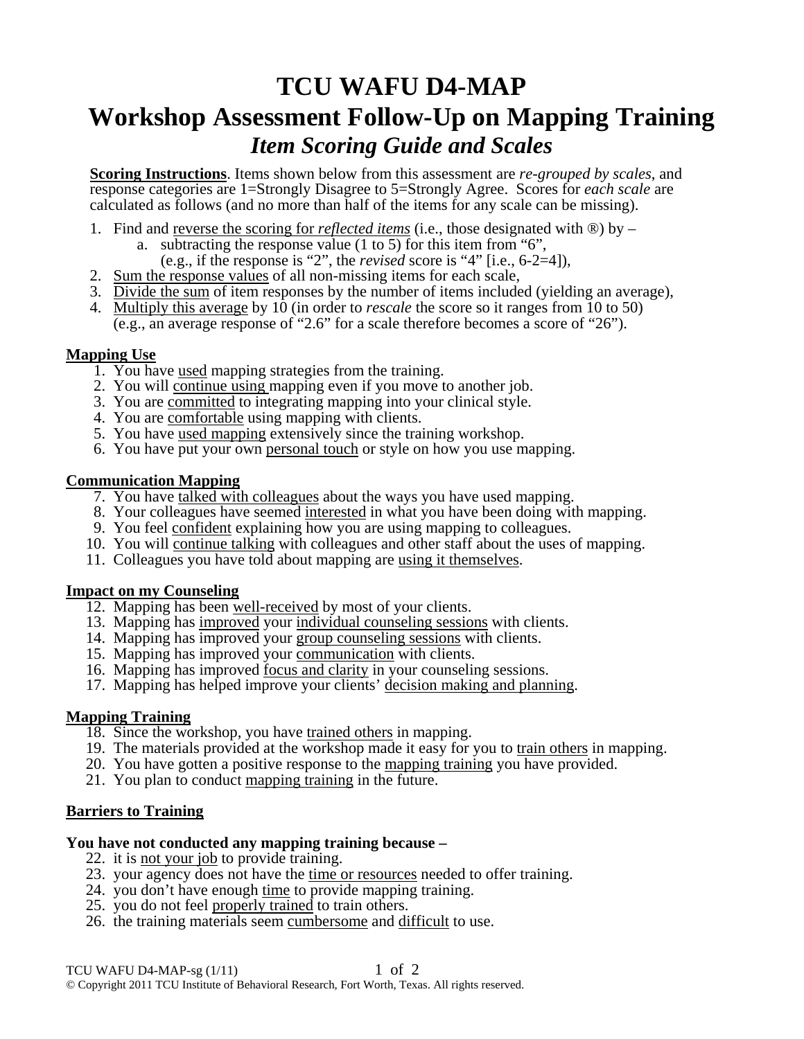# TCU WAFU D4-MAP

# Workshop Assessment Follow-Up on Mapping Training

## *Item Scoring Guide and Scales*

**Scoring Instructions**. Items shown below from this assessment are *re-grouped by scales*, and response categories are 1=Strongly Disagree to 5=Strongly Agree. Scores for *each scale* are calculated as follows (and no more than half of the items for any scale can be missing).

1. Find and reverse the scoring for *reflected items* (i.e., those designated with ®) by –
   a. subtracting the response value (1 to 5) for this item from "6", (e.g., if the response is "2", the *revised* score is "4" [i.e., 6-2=4]),
2. Sum the response values of all non-missing items for each scale,
3. Divide the sum of item responses by the number of items included (yielding an average),
4. Multiply this average by 10 (in order to *rescale* the score so it ranges from 10 to 50) (e.g., an average response of "2.6" for a scale therefore becomes a score of "26").

**Mapping Use**

1. You have used mapping strategies from the training.
2. You will continue using mapping even if you move to another job.
3. You are committed to integrating mapping into your clinical style.
4. You are comfortable using mapping with clients.
5. You have used mapping extensively since the training workshop.
6. You have put your own personal touch or style on how you use mapping.

**Communication Mapping**

7. You have talked with colleagues about the ways you have used mapping.
8. Your colleagues have seemed interested in what you have been doing with mapping.
9. You feel confident explaining how you are using mapping to colleagues.
10. You will continue talking with colleagues and other staff about the uses of mapping.
11. Colleagues you have told about mapping are using it themselves.

**Impact on my Counseling**

12. Mapping has been well-received by most of your clients.
13. Mapping has improved your individual counseling sessions with clients.
14. Mapping has improved your group counseling sessions with clients.
15. Mapping has improved your communication with clients.
16. Mapping has improved focus and clarity in your counseling sessions.
17. Mapping has helped improve your clients' decision making and planning.

**Mapping Training**

18. Since the workshop, you have trained others in mapping.
19. The materials provided at the workshop made it easy for you to train others in mapping.
20. You have gotten a positive response to the mapping training you have provided.
21. You plan to conduct mapping training in the future.

**Barriers to Training**

**You have not conducted any mapping training because –**

22. it is not your job to provide training.
23. your agency does not have the time or resources needed to offer training.
24. you don't have enough time to provide mapping training.
25. you do not feel properly trained to train others.
26. the training materials seem cumbersome and difficult to use.

TCU WAFU D4-MAP-sg (1/11)

© Copyright 2011 TCU Institute of Behavioral Research, Fort Worth, Texas. All rights reserved.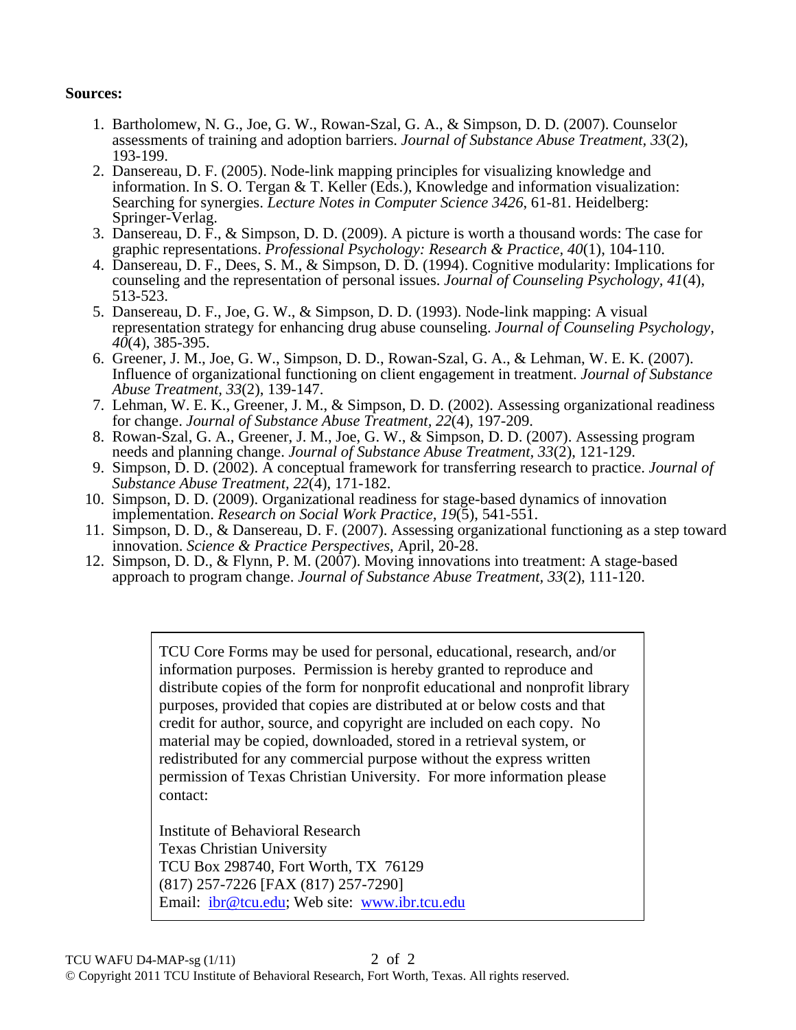**Sources:**

1. Bartholomew, N. G., Joe, G. W., Rowan-Szal, G. A., & Simpson, D. D. (2007). Counselor assessments of training and adoption barriers. *Journal of Substance Abuse Treatment, 33*(2), 193-199.
2. Dansereau, D. F. (2005). Node-link mapping principles for visualizing knowledge and information. In S. O. Tergan & T. Keller (Eds.), Knowledge and information visualization: Searching for synergies. *Lecture Notes in Computer Science 3426*, 61-81. Heidelberg: Springer-Verlag.
3. Dansereau, D. F., & Simpson, D. D. (2009). A picture is worth a thousand words: The case for graphic representations. *Professional Psychology: Research & Practice, 40*(1), 104-110.
4. Dansereau, D. F., Dees, S. M., & Simpson, D. D. (1994). Cognitive modularity: Implications for counseling and the representation of personal issues. *Journal of Counseling Psychology, 41*(4), 513-523.
5. Dansereau, D. F., Joe, G. W., & Simpson, D. D. (1993). Node-link mapping: A visual representation strategy for enhancing drug abuse counseling. *Journal of Counseling Psychology, 40*(4), 385-395.
6. Greener, J. M., Joe, G. W., Simpson, D. D., Rowan-Szal, G. A., & Lehman, W. E. K. (2007). Influence of organizational functioning on client engagement in treatment. *Journal of Substance Abuse Treatment, 33*(2), 139-147.
7. Lehman, W. E. K., Greener, J. M., & Simpson, D. D. (2002). Assessing organizational readiness for change. *Journal of Substance Abuse Treatment, 22*(4), 197-209.
8. Rowan-Szal, G. A., Greener, J. M., Joe, G. W., & Simpson, D. D. (2007). Assessing program needs and planning change. *Journal of Substance Abuse Treatment, 33*(2), 121-129.
9. Simpson, D. D. (2002). A conceptual framework for transferring research to practice. *Journal of Substance Abuse Treatment, 22*(4), 171-182.
10. Simpson, D. D. (2009). Organizational readiness for stage-based dynamics of innovation implementation. *Research on Social Work Practice, 19*(5), 541-551.
11. Simpson, D. D., & Dansereau, D. F. (2007). Assessing organizational functioning as a step toward innovation. *Science & Practice Perspectives*, April, 20-28.
12. Simpson, D. D., & Flynn, P. M. (2007). Moving innovations into treatment: A stage-based approach to program change. *Journal of Substance Abuse Treatment, 33*(2), 111-120.

TCU Core Forms may be used for personal, educational, research, and/or information purposes. Permission is hereby granted to reproduce and distribute copies of the form for nonprofit educational and nonprofit library purposes, provided that copies are distributed at or below costs and that credit for author, source, and copyright are included on each copy. No material may be copied, downloaded, stored in a retrieval system, or redistributed for any commercial purpose without the express written permission of Texas Christian University. For more information please contact:

Institute of Behavioral Research
Texas Christian University
TCU Box 298740, Fort Worth, TX 76129
(817) 257-7226 [FAX (817) 257-7290]
Email: ibr@tcu.edu; Web site: www.ibr.tcu.edu

TCU WAFU D4-MAP-sg (1/11)

© Copyright 2011 TCU Institute of Behavioral Research, Fort Worth, Texas. All rights reserved.